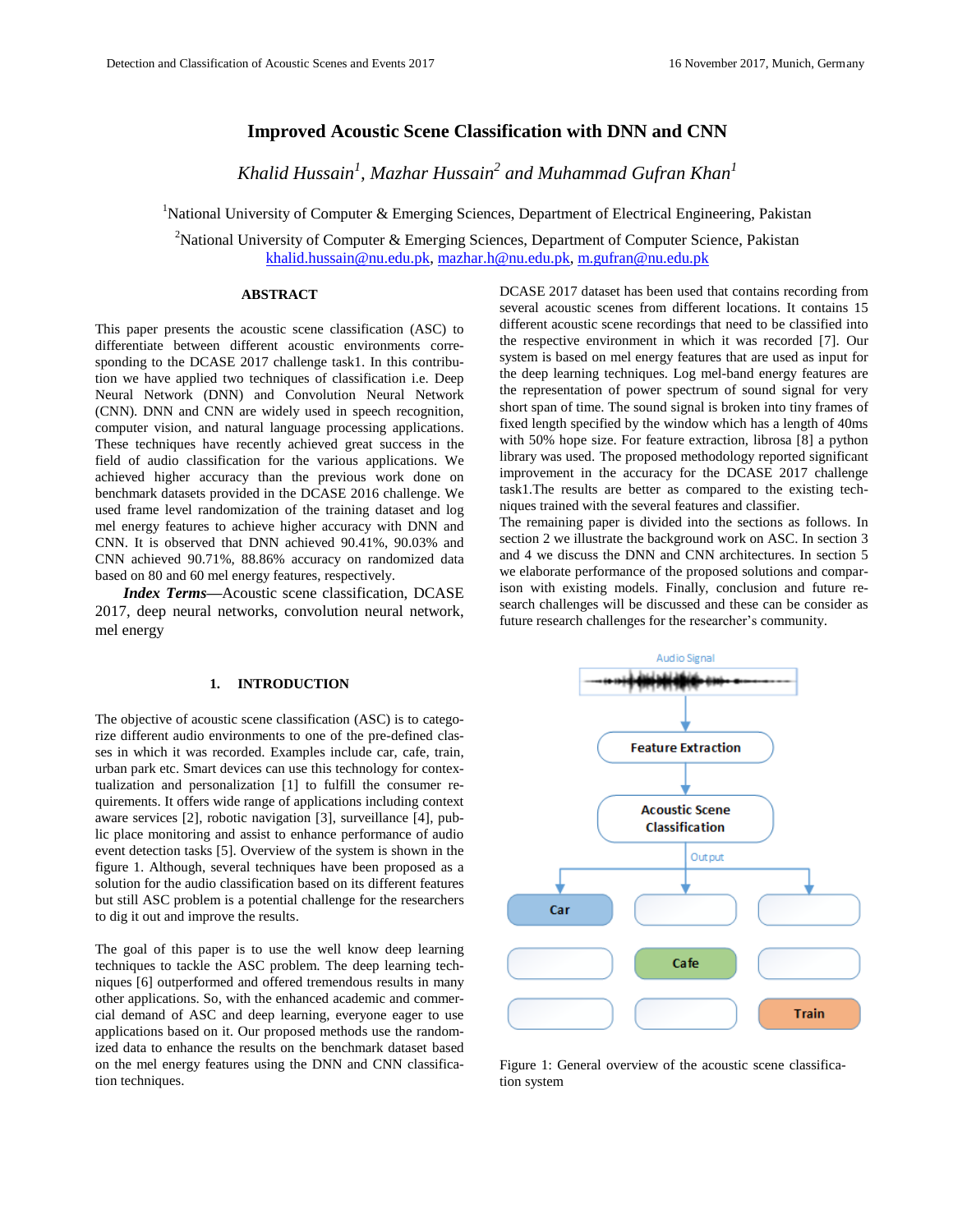# Improved Acoustic Scene Classification with DNN and CNN

*Khalid Hussain*[1], *Mazhar Hussain*[2] *and Muhammad Gufran Khan*[1]

[1]National University of Computer & Emerging Sciences, Department of Electrical Engineering, Pakistan

[2]National University of Computer & Emerging Sciences, Department of Computer Science, Pakistan
khalid.hussain@nu.edu.pk, mazhar.h@nu.edu.pk, m.gufran@nu.edu.pk

## ABSTRACT

This paper presents the acoustic scene classification (ASC) to differentiate between different acoustic environments corresponding to the DCASE 2017 challenge task1. In this contribution we have applied two techniques of classification i.e. Deep Neural Network (DNN) and Convolution Neural Network (CNN). DNN and CNN are widely used in speech recognition, computer vision, and natural language processing applications. These techniques have recently achieved great success in the field of audio classification for the various applications. We achieved higher accuracy than the previous work done on benchmark datasets provided in the DCASE 2016 challenge. We used frame level randomization of the training dataset and log mel energy features to achieve higher accuracy with DNN and CNN. It is observed that DNN achieved 90.41%, 90.03% and CNN achieved 90.71%, 88.86% accuracy on randomized data based on 80 and 60 mel energy features, respectively.

***Index Terms***—Acoustic scene classification, DCASE 2017, deep neural networks, convolution neural network, mel energy

## 1. INTRODUCTION

The objective of acoustic scene classification (ASC) is to categorize different audio environments to one of the pre-defined classes in which it was recorded. Examples include car, cafe, train, urban park etc. Smart devices can use this technology for contextualization and personalization [1] to fulfill the consumer requirements. It offers wide range of applications including context aware services [2], robotic navigation [3], surveillance [4], public place monitoring and assist to enhance performance of audio event detection tasks [5]. Overview of the system is shown in the figure 1. Although, several techniques have been proposed as a solution for the audio classification based on its different features but still ASC problem is a potential challenge for the researchers to dig it out and improve the results.

The goal of this paper is to use the well know deep learning techniques to tackle the ASC problem. The deep learning techniques [6] outperformed and offered tremendous results in many other applications. So, with the enhanced academic and commercial demand of ASC and deep learning, everyone eager to use applications based on it. Our proposed methods use the randomized data to enhance the results on the benchmark dataset based on the mel energy features using the DNN and CNN classification techniques.

DCASE 2017 dataset has been used that contains recording from several acoustic scenes from different locations. It contains 15 different acoustic scene recordings that need to be classified into the respective environment in which it was recorded [7]. Our system is based on mel energy features that are used as input for the deep learning techniques. Log mel-band energy features are the representation of power spectrum of sound signal for very short span of time. The sound signal is broken into tiny frames of fixed length specified by the window which has a length of 40ms with 50% hope size. For feature extraction, librosa [8] a python library was used. The proposed methodology reported significant improvement in the accuracy for the DCASE 2017 challenge task1.The results are better as compared to the existing techniques trained with the several features and classifier.
The remaining paper is divided into the sections as follows. In section 2 we illustrate the background work on ASC. In section 3 and 4 we discuss the DNN and CNN architectures. In section 5 we elaborate performance of the proposed solutions and comparison with existing models. Finally, conclusion and future research challenges will be discussed and these can be consider as future research challenges for the researcher's community.

Figure 1: General overview of the acoustic scene classification system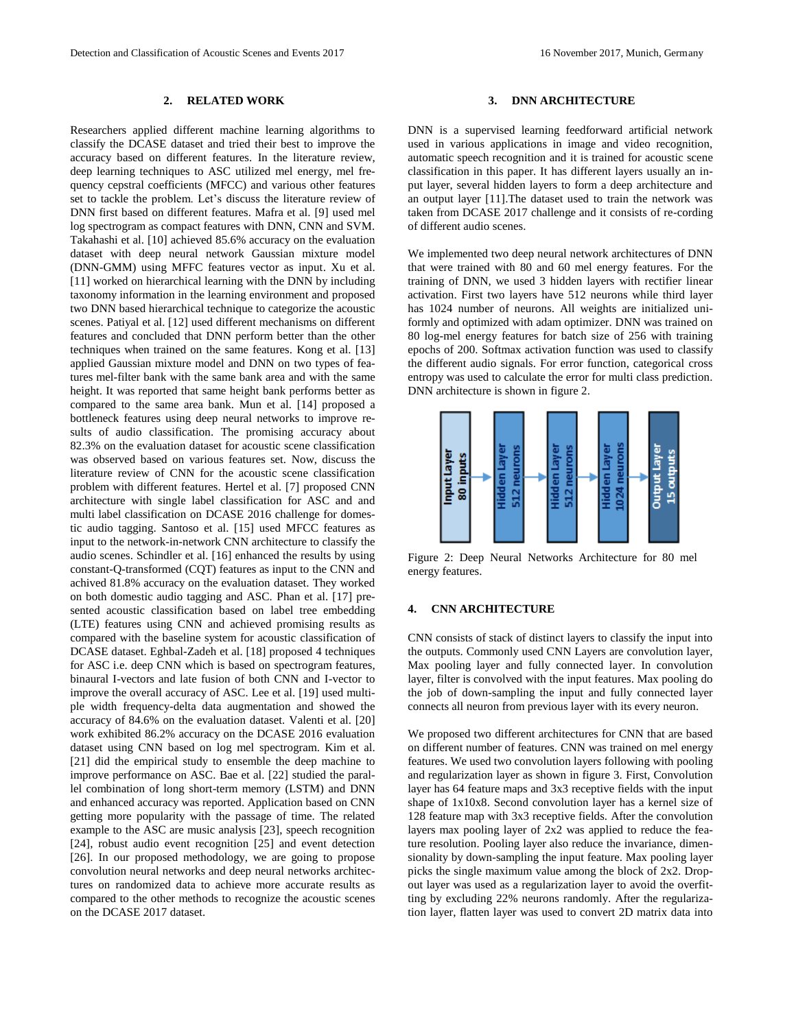## 2. RELATED WORK

Researchers applied different machine learning algorithms to classify the DCASE dataset and tried their best to improve the accuracy based on different features. In the literature review, deep learning techniques to ASC utilized mel energy, mel frequency cepstral coefficients (MFCC) and various other features set to tackle the problem. Let's discuss the literature review of DNN first based on different features. Mafra et al. [9] used mel log spectrogram as compact features with DNN, CNN and SVM. Takahashi et al. [10] achieved 85.6% accuracy on the evaluation dataset with deep neural network Gaussian mixture model (DNN-GMM) using MFFC features vector as input. Xu et al. [11] worked on hierarchical learning with the DNN by including taxonomy information in the learning environment and proposed two DNN based hierarchical technique to categorize the acoustic scenes. Patiyal et al. [12] used different mechanisms on different features and concluded that DNN perform better than the other techniques when trained on the same features. Kong et al. [13] applied Gaussian mixture model and DNN on two types of features mel-filter bank with the same bank area and with the same height. It was reported that same height bank performs better as compared to the same area bank. Mun et al. [14] proposed a bottleneck features using deep neural networks to improve results of audio classification. The promising accuracy about 82.3% on the evaluation dataset for acoustic scene classification was observed based on various features set. Now, discuss the literature review of CNN for the acoustic scene classification problem with different features. Hertel et al. [7] proposed CNN architecture with single label classification for ASC and and multi label classification on DCASE 2016 challenge for domestic audio tagging. Santoso et al. [15] used MFCC features as input to the network-in-network CNN architecture to classify the audio scenes. Schindler et al. [16] enhanced the results by using constant-Q-transformed (CQT) features as input to the CNN and achived 81.8% accuracy on the evaluation dataset. They worked on both domestic audio tagging and ASC. Phan et al. [17] presented acoustic classification based on label tree embedding (LTE) features using CNN and achieved promising results as compared with the baseline system for acoustic classification of DCASE dataset. Eghbal-Zadeh et al. [18] proposed 4 techniques for ASC i.e. deep CNN which is based on spectrogram features, binaural I-vectors and late fusion of both CNN and I-vector to improve the overall accuracy of ASC. Lee et al. [19] used multiple width frequency-delta data augmentation and showed the accuracy of 84.6% on the evaluation dataset. Valenti et al. [20] work exhibited 86.2% accuracy on the DCASE 2016 evaluation dataset using CNN based on log mel spectrogram. Kim et al. [21] did the empirical study to ensemble the deep machine to improve performance on ASC. Bae et al. [22] studied the parallel combination of long short-term memory (LSTM) and DNN and enhanced accuracy was reported. Application based on CNN getting more popularity with the passage of time. The related example to the ASC are music analysis [23], speech recognition [24], robust audio event recognition [25] and event detection [26]. In our proposed methodology, we are going to propose convolution neural networks and deep neural networks architectures on randomized data to achieve more accurate results as compared to the other methods to recognize the acoustic scenes on the DCASE 2017 dataset.

## 3. DNN ARCHITECTURE

DNN is a supervised learning feedforward artificial network used in various applications in image and video recognition, automatic speech recognition and it is trained for acoustic scene classification in this paper. It has different layers usually an input layer, several hidden layers to form a deep architecture and an output layer [11].The dataset used to train the network was taken from DCASE 2017 challenge and it consists of re-cording of different audio scenes.

We implemented two deep neural network architectures of DNN that were trained with 80 and 60 mel energy features. For the training of DNN, we used 3 hidden layers with rectifier linear activation. First two layers have 512 neurons while third layer has 1024 number of neurons. All weights are initialized uniformly and optimized with adam optimizer. DNN was trained on 80 log-mel energy features for batch size of 256 with training epochs of 200. Softmax activation function was used to classify the different audio signals. For error function, categorical cross entropy was used to calculate the error for multi class prediction. DNN architecture is shown in figure 2.

Input Layer 80 inputs → Hidden Layer 512 neurons → Hidden Layer 512 neurons → Hidden Layer 1024 neurons → Output Layer 15 outputs

Figure 2: Deep Neural Networks Architecture for 80 mel energy features.

## 4. CNN ARCHITECTURE

CNN consists of stack of distinct layers to classify the input into the outputs. Commonly used CNN Layers are convolution layer, Max pooling layer and fully connected layer. In convolution layer, filter is convolved with the input features. Max pooling do the job of down-sampling the input and fully connected layer connects all neuron from previous layer with its every neuron.

We proposed two different architectures for CNN that are based on different number of features. CNN was trained on mel energy features. We used two convolution layers following with pooling and regularization layer as shown in figure 3. First, Convolution layer has 64 feature maps and 3x3 receptive fields with the input shape of 1x10x8. Second convolution layer has a kernel size of 128 feature map with 3x3 receptive fields. After the convolution layers max pooling layer of 2x2 was applied to reduce the feature resolution. Pooling layer also reduce the invariance, dimensionality by down-sampling the input feature. Max pooling layer picks the single maximum value among the block of 2x2. Dropout layer was used as a regularization layer to avoid the overfitting by excluding 22% neurons randomly. After the regularization layer, flatten layer was used to convert 2D matrix data into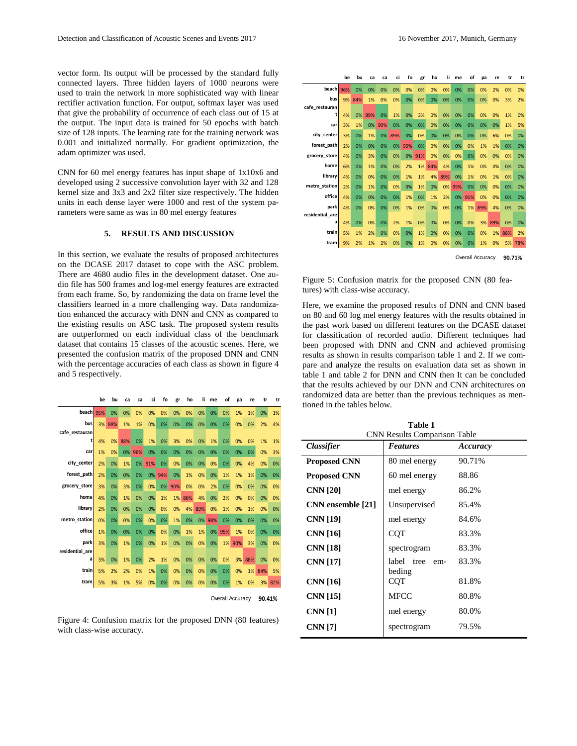vector form. Its output will be processed by the standard fully connected layers. Three hidden layers of 1000 neurons were used to train the network in more sophisticated way with linear rectifier activation function. For output, softmax layer was used that give the probability of occurrence of each class out of 15 at the output. The input data is trained for 50 epochs with batch size of 128 inputs. The learning rate for the training network was 0.001 and initialized normally. For gradient optimization, the adam optimizer was used.

CNN for 60 mel energy features has input shape of 1x10x6 and developed using 2 successive convolution layer with 32 and 128 kernel size and 3x3 and 2x2 filter size respectively. The hidden units in each dense layer were 1000 and rest of the system parameters were same as was in 80 mel energy features

## 5. RESULTS AND DISCUSSION

In this section, we evaluate the results of proposed architectures on the DCASE 2017 dataset to cope with the ASC problem. There are 4680 audio files in the development dataset. One audio file has 500 frames and log-mel energy features are extracted from each frame. So, by randomizing the data on frame level the classifiers learned in a more challenging way. Data randomization enhanced the accuracy with DNN and CNN as compared to the existing results on ASC task. The proposed system results are outperformed on each individual class of the benchmark dataset that contains 15 classes of the acoustic scenes. Here, we presented the confusion matrix of the proposed DNN and CNN with the percentage accuracies of each class as shown in figure 4 and 5 respectively.

| | be | bu | ca | ca | ci | fo | gr | ho | li | me | of | pa | re | tr | tr |
|---|---|---|---|---|---|---|---|---|---|---|---|---|---|---|---|
| beach | 95% | 0% | 0% | 0% | 0% | 0% | 0% | 0% | 0% | 0% | 0% | 1% | 1% | 0% | 1% |
| bus | 3% | 88% | 1% | 1% | 0% | 0% | 0% | 0% | 0% | 0% | 0% | 0% | 0% | 2% | 4% |
| cafe_restaurant | 4% | 0% | 88% | 0% | 1% | 0% | 3% | 0% | 0% | 1% | 0% | 0% | 0% | 1% | 1% |
| car | 1% | 0% | 0% | 96% | 0% | 0% | 0% | 0% | 0% | 0% | 0% | 0% | 0% | 0% | 3% |
| city_center | 2% | 0% | 1% | 0% | 91% | 0% | 0% | 0% | 0% | 0% | 0% | 0% | 4% | 0% | 0% |
| forest_path | 2% | 0% | 0% | 0% | 0% | 94% | 0% | 1% | 0% | 0% | 1% | 1% | 1% | 0% | 0% |
| grocery_store | 3% | 0% | 3% | 0% | 0% | 0% | 90% | 0% | 0% | 2% | 0% | 0% | 0% | 0% | 0% |
| home | 4% | 0% | 1% | 0% | 0% | 1% | 1% | 86% | 4% | 0% | 2% | 0% | 0% | 0% | 0% |
| library | 2% | 0% | 0% | 0% | 0% | 0% | 0% | 4% | 89% | 0% | 1% | 0% | 1% | 0% | 0% |
| metro_station | 0% | 0% | 0% | 0% | 0% | 0% | 1% | 0% | 0% | 98% | 0% | 0% | 0% | 0% | 0% |
| office | 1% | 0% | 0% | 0% | 0% | 0% | 0% | 1% | 1% | 0% | 95% | 1% | 0% | 0% | 0% |
| park | 3% | 0% | 1% | 0% | 0% | 1% | 0% | 0% | 0% | 0% | 1% | 90% | 3% | 0% | 0% |
| residential_area | 3% | 0% | 1% | 0% | 2% | 1% | 0% | 0% | 0% | 0% | 0% | 3% | 88% | 0% | 0% |
| train | 5% | 2% | 2% | 0% | 1% | 0% | 0% | 0% | 0% | 0% | 0% | 0% | 1% | 84% | 5% |
| tram | 5% | 3% | 1% | 5% | 0% | 0% | 0% | 0% | 0% | 0% | 0% | 1% | 0% | 3% | 82% |

Overall Accuracy **90.41%**

Figure 4: Confusion matrix for the proposed DNN (80 features) with class-wise accuracy.

| | be | bu | ca | ca | ci | fo | gr | ho | li | me | of | pa | re | tr | tr |
|---|---|---|---|---|---|---|---|---|---|---|---|---|---|---|---|
| beach | 96% | 0% | 0% | 0% | 0% | 0% | 0% | 0% | 0% | 0% | 0% | 0% | 2% | 0% | 0% |
| bus | 9% | 84% | 1% | 0% | 0% | 0% | 0% | 0% | 0% | 0% | 0% | 0% | 0% | 3% | 2% |
| cafe_restaurant | 4% | 0% | 89% | 0% | 1% | 0% | 3% | 0% | 0% | 0% | 0% | 0% | 0% | 1% | 0% |
| car | 3% | 1% | 0% | 90% | 0% | 0% | 0% | 0% | 0% | 0% | 0% | 0% | 0% | 1% | 5% |
| city_center | 3% | 0% | 1% | 0% | 89% | 0% | 0% | 0% | 0% | 0% | 0% | 0% | 6% | 0% | 0% |
| forest_path | 2% | 0% | 0% | 0% | 0% | 95% | 0% | 0% | 0% | 0% | 0% | 1% | 1% | 0% | 0% |
| grocery_store | 4% | 0% | 3% | 0% | 0% | 0% | 91% | 0% | 0% | 0% | 0% | 0% | 0% | 0% | 0% |
| home | 6% | 0% | 1% | 0% | 0% | 2% | 1% | 84% | 4% | 0% | 1% | 0% | 0% | 0% | 0% |
| library | 4% | 0% | 0% | 0% | 0% | 1% | 1% | 4% | 89% | 0% | 1% | 0% | 1% | 0% | 0% |
| metro_station | 2% | 0% | 1% | 0% | 0% | 0% | 1% | 0% | 0% | 95% | 0% | 0% | 0% | 0% | 0% |
| office | 4% | 0% | 0% | 0% | 0% | 1% | 0% | 1% | 2% | 0% | 91% | 0% | 0% | 0% | 0% |
| park | 4% | 0% | 0% | 0% | 0% | 1% | 0% | 0% | 0% | 0% | 1% | 89% | 4% | 0% | 0% |
| residential_area | 4% | 0% | 0% | 0% | 2% | 1% | 0% | 0% | 0% | 0% | 0% | 3% | 89% | 0% | 0% |
| train | 5% | 1% | 2% | 0% | 0% | 0% | 1% | 0% | 0% | 0% | 0% | 0% | 1% | 88% | 2% |
| tram | 9% | 2% | 1% | 2% | 0% | 0% | 1% | 0% | 0% | 0% | 0% | 1% | 0% | 5% | 78% |

Overall Accuracy **90.71%**

Figure 5: Confusion matrix for the proposed CNN (80 features) with class-wise accuracy.

Here, we examine the proposed results of DNN and CNN based on 80 and 60 log mel energy features with the results obtained in the past work based on different features on the DCASE dataset for classification of recorded audio. Different techniques had been proposed with DNN and CNN and achieved promising results as shown in results comparison table 1 and 2. If we compare and analyze the results on evaluation data set as shown in table 1 and table 2 for DNN and CNN then It can be concluded that the results achieved by our DNN and CNN architectures on randomized data are better than the previous techniques as mentioned in the tables below.

**Table 1**
CNN Results Comparison Table

| *Classifier* | *Features* | *Accuracy* |
|---|---|---|
| **Proposed CNN** | 80 mel energy | 90.71% |
| **Proposed CNN** | 60 mel energy | 88.86 |
| **CNN [20]** | mel energy | 86.2% |
| **CNN ensemble [21]** | Unsupervised | 85.4% |
| **CNN [19]** | mel energy | 84.6% |
| **CNN [16]** | CQT | 83.3% |
| **CNN [18]** | spectrogram | 83.3% |
| **CNN [17]** | label tree embeding | 83.3% |
| **CNN [16]** | CQT | 81.8% |
| **CNN [15]** | MFCC | 80.8% |
| **CNN [1]** | mel energy | 80.0% |
| **CNN [7]** | spectrogram | 79.5% |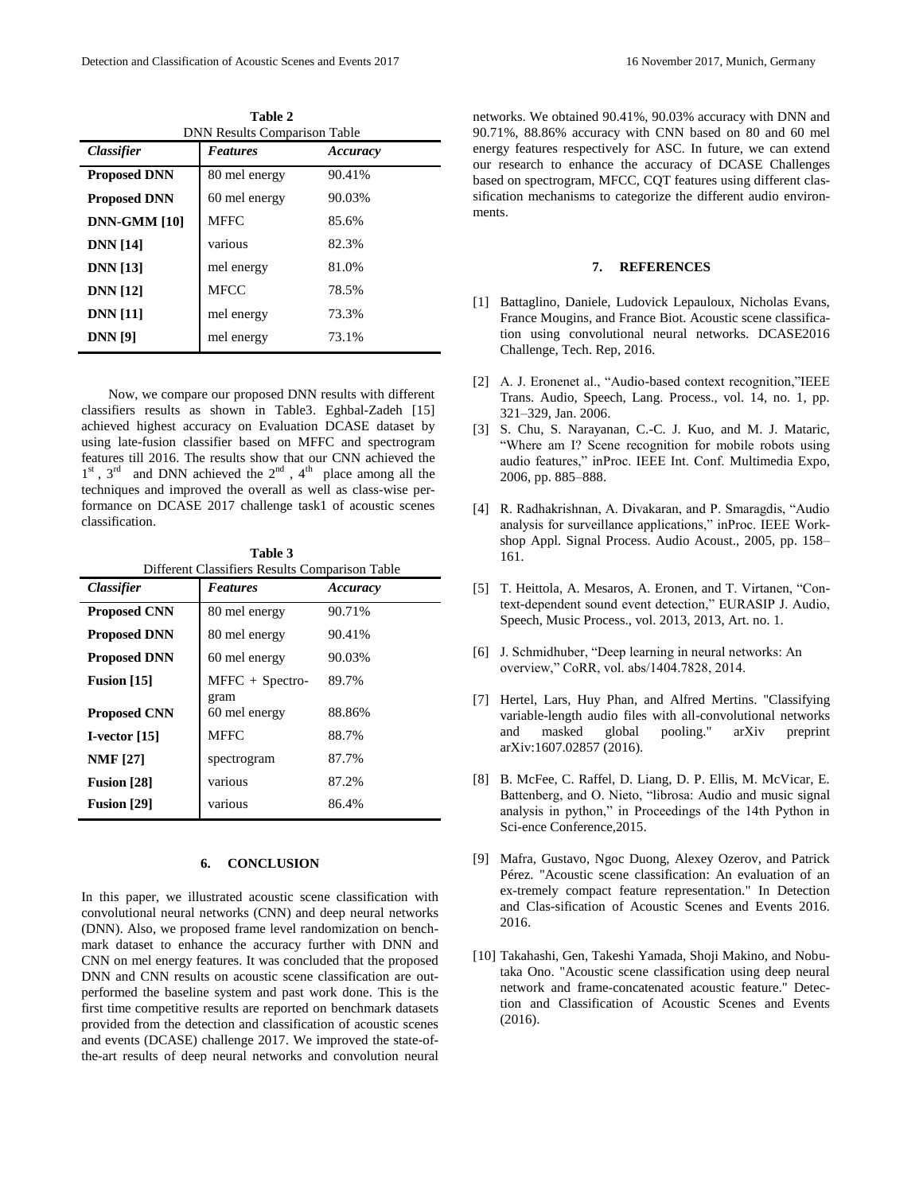**Table 2**
DNN Results Comparison Table

| *Classifier* | *Features* | *Accuracy* |
|---|---|---|
| **Proposed DNN** | 80 mel energy | 90.41% |
| **Proposed DNN** | 60 mel energy | 90.03% |
| **DNN-GMM [10]** | MFFC | 85.6% |
| **DNN [14]** | various | 82.3% |
| **DNN [13]** | mel energy | 81.0% |
| **DNN [12]** | MFCC | 78.5% |
| **DNN [11]** | mel energy | 73.3% |
| **DNN [9]** | mel energy | 73.1% |

Now, we compare our proposed DNN results with different classifiers results as shown in Table3. Eghbal-Zadeh [15] achieved highest accuracy on Evaluation DCASE dataset by using late-fusion classifier based on MFFC and spectrogram features till 2016. The results show that our CNN achieved the $1^{st}$, $3^{rd}$ and DNN achieved the $2^{nd}$, $4^{th}$ place among all the techniques and improved the overall as well as class-wise performance on DCASE 2017 challenge task1 of acoustic scenes classification.

**Table 3**
Different Classifiers Results Comparison Table

| *Classifier* | *Features* | *Accuracy* |
|---|---|---|
| **Proposed CNN** | 80 mel energy | 90.71% |
| **Proposed DNN** | 80 mel energy | 90.41% |
| **Proposed DNN** | 60 mel energy | 90.03% |
| **Fusion [15]** | MFFC + Spectrogram | 89.7% |
| **Proposed CNN** | 60 mel energy | 88.86% |
| **I-vector [15]** | MFFC | 88.7% |
| **NMF [27]** | spectrogram | 87.7% |
| **Fusion [28]** | various | 87.2% |
| **Fusion [29]** | various | 86.4% |

## 6. CONCLUSION

In this paper, we illustrated acoustic scene classification with convolutional neural networks (CNN) and deep neural networks (DNN). Also, we proposed frame level randomization on benchmark dataset to enhance the accuracy further with DNN and CNN on mel energy features. It was concluded that the proposed DNN and CNN results on acoustic scene classification are outperformed the baseline system and past work done. This is the first time competitive results are reported on benchmark datasets provided from the detection and classification of acoustic scenes and events (DCASE) challenge 2017. We improved the state-of-the-art results of deep neural networks and convolution neural networks. We obtained 90.41%, 90.03% accuracy with DNN and 90.71%, 88.86% accuracy with CNN based on 80 and 60 mel energy features respectively for ASC. In future, we can extend our research to enhance the accuracy of DCASE Challenges based on spectrogram, MFCC, CQT features using different classification mechanisms to categorize the different audio environments.

## 7. REFERENCES

[1] Battaglino, Daniele, Ludovick Lepauloux, Nicholas Evans, France Mougins, and France Biot. Acoustic scene classification using convolutional neural networks. DCASE2016 Challenge, Tech. Rep, 2016.

[2] A. J. Eronenet al., "Audio-based context recognition,"IEEE Trans. Audio, Speech, Lang. Process., vol. 14, no. 1, pp. 321–329, Jan. 2006.

[3] S. Chu, S. Narayanan, C.-C. J. Kuo, and M. J. Mataric, "Where am I? Scene recognition for mobile robots using audio features," inProc. IEEE Int. Conf. Multimedia Expo, 2006, pp. 885–888.

[4] R. Radhakrishnan, A. Divakaran, and P. Smaragdis, "Audio analysis for surveillance applications," inProc. IEEE Workshop Appl. Signal Process. Audio Acoust., 2005, pp. 158–161.

[5] T. Heittola, A. Mesaros, A. Eronen, and T. Virtanen, "Context-dependent sound event detection," EURASIP J. Audio, Speech, Music Process., vol. 2013, 2013, Art. no. 1.

[6] J. Schmidhuber, "Deep learning in neural networks: An overview," CoRR, vol. abs/1404.7828, 2014.

[7] Hertel, Lars, Huy Phan, and Alfred Mertins. "Classifying variable-length audio files with all-convolutional networks and masked global pooling." arXiv preprint arXiv:1607.02857 (2016).

[8] B. McFee, C. Raffel, D. Liang, D. P. Ellis, M. McVicar, E. Battenberg, and O. Nieto, "librosa: Audio and music signal analysis in python," in Proceedings of the 14th Python in Sci-ence Conference,2015.

[9] Mafra, Gustavo, Ngoc Duong, Alexey Ozerov, and Patrick Pérez. "Acoustic scene classification: An evaluation of an ex-tremely compact feature representation." In Detection and Clas-sification of Acoustic Scenes and Events 2016. 2016.

[10] Takahashi, Gen, Takeshi Yamada, Shoji Makino, and Nobutaka Ono. "Acoustic scene classification using deep neural network and frame-concatenated acoustic feature." Detection and Classification of Acoustic Scenes and Events (2016).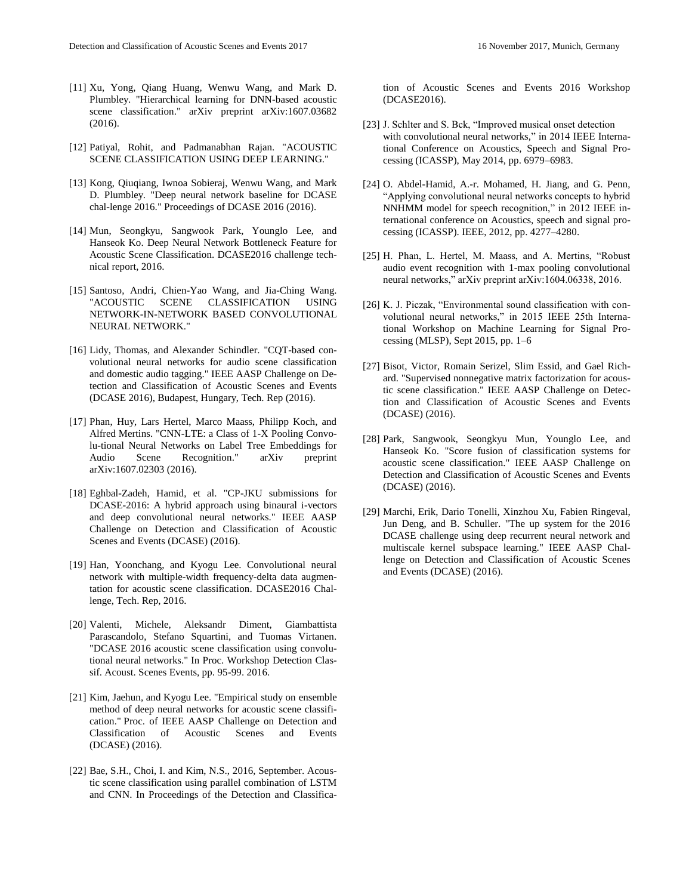[11] Xu, Yong, Qiang Huang, Wenwu Wang, and Mark D. Plumbley. "Hierarchical learning for DNN-based acoustic scene classification." arXiv preprint arXiv:1607.03682 (2016).

[12] Patiyal, Rohit, and Padmanabhan Rajan. "ACOUSTIC SCENE CLASSIFICATION USING DEEP LEARNING."

[13] Kong, Qiuqiang, Iwnoa Sobieraj, Wenwu Wang, and Mark D. Plumbley. "Deep neural network baseline for DCASE chal-lenge 2016." Proceedings of DCASE 2016 (2016).

[14] Mun, Seongkyu, Sangwook Park, Younglo Lee, and Hanseok Ko. Deep Neural Network Bottleneck Feature for Acoustic Scene Classification. DCASE2016 challenge technical report, 2016.

[15] Santoso, Andri, Chien-Yao Wang, and Jia-Ching Wang. "ACOUSTIC SCENE CLASSIFICATION USING NETWORK-IN-NETWORK BASED CONVOLUTIONAL NEURAL NETWORK."

[16] Lidy, Thomas, and Alexander Schindler. "CQT-based convolutional neural networks for audio scene classification and domestic audio tagging." IEEE AASP Challenge on Detection and Classification of Acoustic Scenes and Events (DCASE 2016), Budapest, Hungary, Tech. Rep (2016).

[17] Phan, Huy, Lars Hertel, Marco Maass, Philipp Koch, and Alfred Mertins. "CNN-LTE: a Class of 1-X Pooling Convolu-tional Neural Networks on Label Tree Embeddings for Audio Scene Recognition." arXiv preprint arXiv:1607.02303 (2016).

[18] Eghbal-Zadeh, Hamid, et al. "CP-JKU submissions for DCASE-2016: A hybrid approach using binaural i-vectors and deep convolutional neural networks." IEEE AASP Challenge on Detection and Classification of Acoustic Scenes and Events (DCASE) (2016).

[19] Han, Yoonchang, and Kyogu Lee. Convolutional neural network with multiple-width frequency-delta data augmentation for acoustic scene classification. DCASE2016 Challenge, Tech. Rep, 2016.

[20] Valenti, Michele, Aleksandr Diment, Giambattista Parascandolo, Stefano Squartini, and Tuomas Virtanen. "DCASE 2016 acoustic scene classification using convolutional neural networks." In Proc. Workshop Detection Classif. Acoust. Scenes Events, pp. 95-99. 2016.

[21] Kim, Jaehun, and Kyogu Lee. "Empirical study on ensemble method of deep neural networks for acoustic scene classification." Proc. of IEEE AASP Challenge on Detection and Classification of Acoustic Scenes and Events (DCASE) (2016).

[22] Bae, S.H., Choi, I. and Kim, N.S., 2016, September. Acoustic scene classification using parallel combination of LSTM and CNN. In Proceedings of the Detection and Classification of Acoustic Scenes and Events 2016 Workshop (DCASE2016).

[23] J. Schlter and S. Bck, "Improved musical onset detection with convolutional neural networks," in 2014 IEEE International Conference on Acoustics, Speech and Signal Processing (ICASSP), May 2014, pp. 6979–6983.

[24] O. Abdel-Hamid, A.-r. Mohamed, H. Jiang, and G. Penn, "Applying convolutional neural networks concepts to hybrid NNHMM model for speech recognition," in 2012 IEEE international conference on Acoustics, speech and signal processing (ICASSP). IEEE, 2012, pp. 4277–4280.

[25] H. Phan, L. Hertel, M. Maass, and A. Mertins, "Robust audio event recognition with 1-max pooling convolutional neural networks," arXiv preprint arXiv:1604.06338, 2016.

[26] K. J. Piczak, "Environmental sound classification with convolutional neural networks," in 2015 IEEE 25th International Workshop on Machine Learning for Signal Processing (MLSP), Sept 2015, pp. 1–6

[27] Bisot, Victor, Romain Serizel, Slim Essid, and Gael Richard. "Supervised nonnegative matrix factorization for acoustic scene classification." IEEE AASP Challenge on Detection and Classification of Acoustic Scenes and Events (DCASE) (2016).

[28] Park, Sangwook, Seongkyu Mun, Younglo Lee, and Hanseok Ko. "Score fusion of classification systems for acoustic scene classification." IEEE AASP Challenge on Detection and Classification of Acoustic Scenes and Events (DCASE) (2016).

[29] Marchi, Erik, Dario Tonelli, Xinzhou Xu, Fabien Ringeval, Jun Deng, and B. Schuller. "The up system for the 2016 DCASE challenge using deep recurrent neural network and multiscale kernel subspace learning." IEEE AASP Challenge on Detection and Classification of Acoustic Scenes and Events (DCASE) (2016).